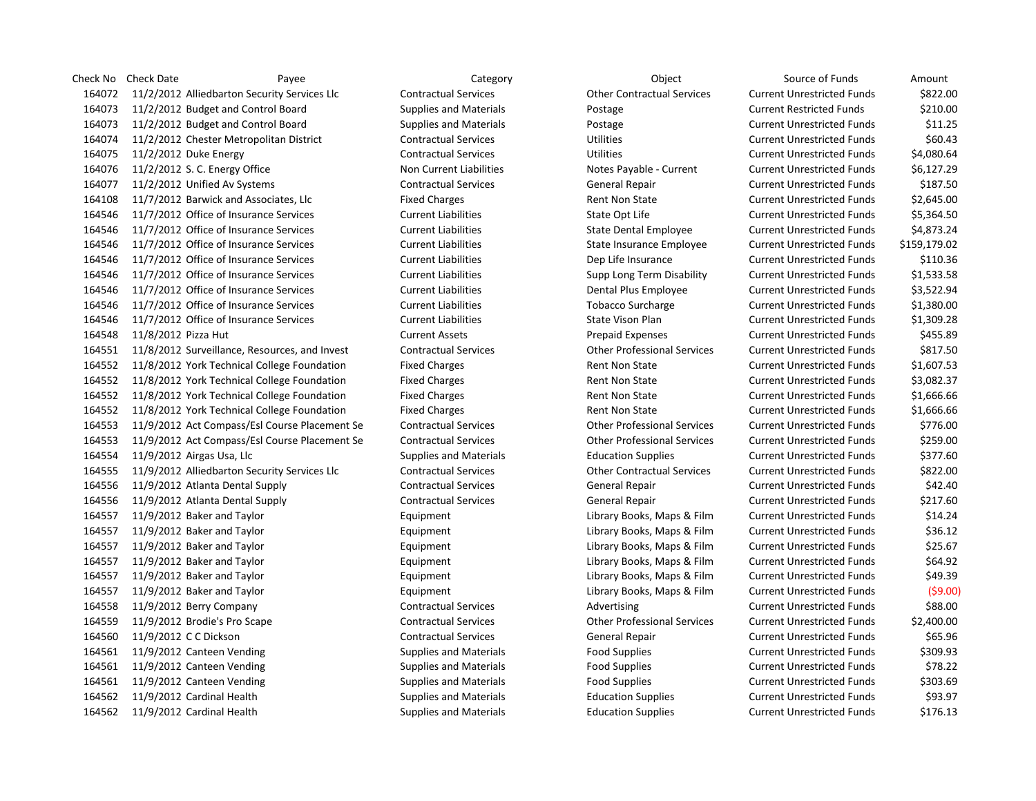| Check No | Check Date | Payee | Category | Object | Source of Funds | Amount |
|---|---|---|---|---|---|---|
| 164072 | 11/2/2012 | Alliedbarton Security Services Llc | Contractual Services | Other Contractual Services | Current Unrestricted Funds | $822.00 |
| 164073 | 11/2/2012 | Budget and Control Board | Supplies and Materials | Postage | Current Restricted Funds | $210.00 |
| 164073 | 11/2/2012 | Budget and Control Board | Supplies and Materials | Postage | Current Unrestricted Funds | $11.25 |
| 164074 | 11/2/2012 | Chester Metropolitan District | Contractual Services | Utilities | Current Unrestricted Funds | $60.43 |
| 164075 | 11/2/2012 | Duke Energy | Contractual Services | Utilities | Current Unrestricted Funds | $4,080.64 |
| 164076 | 11/2/2012 | S. C. Energy Office | Non Current Liabilities | Notes Payable - Current | Current Unrestricted Funds | $6,127.29 |
| 164077 | 11/2/2012 | Unified Av Systems | Contractual Services | General Repair | Current Unrestricted Funds | $187.50 |
| 164108 | 11/7/2012 | Barwick and Associates, Llc | Fixed Charges | Rent Non State | Current Unrestricted Funds | $2,645.00 |
| 164546 | 11/7/2012 | Office of Insurance Services | Current Liabilities | State Opt Life | Current Unrestricted Funds | $5,364.50 |
| 164546 | 11/7/2012 | Office of Insurance Services | Current Liabilities | State Dental Employee | Current Unrestricted Funds | $4,873.24 |
| 164546 | 11/7/2012 | Office of Insurance Services | Current Liabilities | State Insurance Employee | Current Unrestricted Funds | $159,179.02 |
| 164546 | 11/7/2012 | Office of Insurance Services | Current Liabilities | Dep Life Insurance | Current Unrestricted Funds | $110.36 |
| 164546 | 11/7/2012 | Office of Insurance Services | Current Liabilities | Supp Long Term Disability | Current Unrestricted Funds | $1,533.58 |
| 164546 | 11/7/2012 | Office of Insurance Services | Current Liabilities | Dental Plus Employee | Current Unrestricted Funds | $3,522.94 |
| 164546 | 11/7/2012 | Office of Insurance Services | Current Liabilities | Tobacco Surcharge | Current Unrestricted Funds | $1,380.00 |
| 164546 | 11/7/2012 | Office of Insurance Services | Current Liabilities | State Vison Plan | Current Unrestricted Funds | $1,309.28 |
| 164548 | 11/8/2012 | Pizza Hut | Current Assets | Prepaid Expenses | Current Unrestricted Funds | $455.89 |
| 164551 | 11/8/2012 | Surveillance, Resources, and Invest | Contractual Services | Other Professional Services | Current Unrestricted Funds | $817.50 |
| 164552 | 11/8/2012 | York Technical College Foundation | Fixed Charges | Rent Non State | Current Unrestricted Funds | $1,607.53 |
| 164552 | 11/8/2012 | York Technical College Foundation | Fixed Charges | Rent Non State | Current Unrestricted Funds | $3,082.37 |
| 164552 | 11/8/2012 | York Technical College Foundation | Fixed Charges | Rent Non State | Current Unrestricted Funds | $1,666.66 |
| 164552 | 11/8/2012 | York Technical College Foundation | Fixed Charges | Rent Non State | Current Unrestricted Funds | $1,666.66 |
| 164553 | 11/9/2012 | Act Compass/Esl Course Placement Se | Contractual Services | Other Professional Services | Current Unrestricted Funds | $776.00 |
| 164553 | 11/9/2012 | Act Compass/Esl Course Placement Se | Contractual Services | Other Professional Services | Current Unrestricted Funds | $259.00 |
| 164554 | 11/9/2012 | Airgas Usa, Llc | Supplies and Materials | Education Supplies | Current Unrestricted Funds | $377.60 |
| 164555 | 11/9/2012 | Alliedbarton Security Services Llc | Contractual Services | Other Contractual Services | Current Unrestricted Funds | $822.00 |
| 164556 | 11/9/2012 | Atlanta Dental Supply | Contractual Services | General Repair | Current Unrestricted Funds | $42.40 |
| 164556 | 11/9/2012 | Atlanta Dental Supply | Contractual Services | General Repair | Current Unrestricted Funds | $217.60 |
| 164557 | 11/9/2012 | Baker and Taylor | Equipment | Library Books, Maps & Film | Current Unrestricted Funds | $14.24 |
| 164557 | 11/9/2012 | Baker and Taylor | Equipment | Library Books, Maps & Film | Current Unrestricted Funds | $36.12 |
| 164557 | 11/9/2012 | Baker and Taylor | Equipment | Library Books, Maps & Film | Current Unrestricted Funds | $25.67 |
| 164557 | 11/9/2012 | Baker and Taylor | Equipment | Library Books, Maps & Film | Current Unrestricted Funds | $64.92 |
| 164557 | 11/9/2012 | Baker and Taylor | Equipment | Library Books, Maps & Film | Current Unrestricted Funds | $49.39 |
| 164557 | 11/9/2012 | Baker and Taylor | Equipment | Library Books, Maps & Film | Current Unrestricted Funds | ($9.00) |
| 164558 | 11/9/2012 | Berry Company | Contractual Services | Advertising | Current Unrestricted Funds | $88.00 |
| 164559 | 11/9/2012 | Brodie's Pro Scape | Contractual Services | Other Professional Services | Current Unrestricted Funds | $2,400.00 |
| 164560 | 11/9/2012 | C C Dickson | Contractual Services | General Repair | Current Unrestricted Funds | $65.96 |
| 164561 | 11/9/2012 | Canteen Vending | Supplies and Materials | Food Supplies | Current Unrestricted Funds | $309.93 |
| 164561 | 11/9/2012 | Canteen Vending | Supplies and Materials | Food Supplies | Current Unrestricted Funds | $78.22 |
| 164561 | 11/9/2012 | Canteen Vending | Supplies and Materials | Food Supplies | Current Unrestricted Funds | $303.69 |
| 164562 | 11/9/2012 | Cardinal Health | Supplies and Materials | Education Supplies | Current Unrestricted Funds | $93.97 |
| 164562 | 11/9/2012 | Cardinal Health | Supplies and Materials | Education Supplies | Current Unrestricted Funds | $176.13 |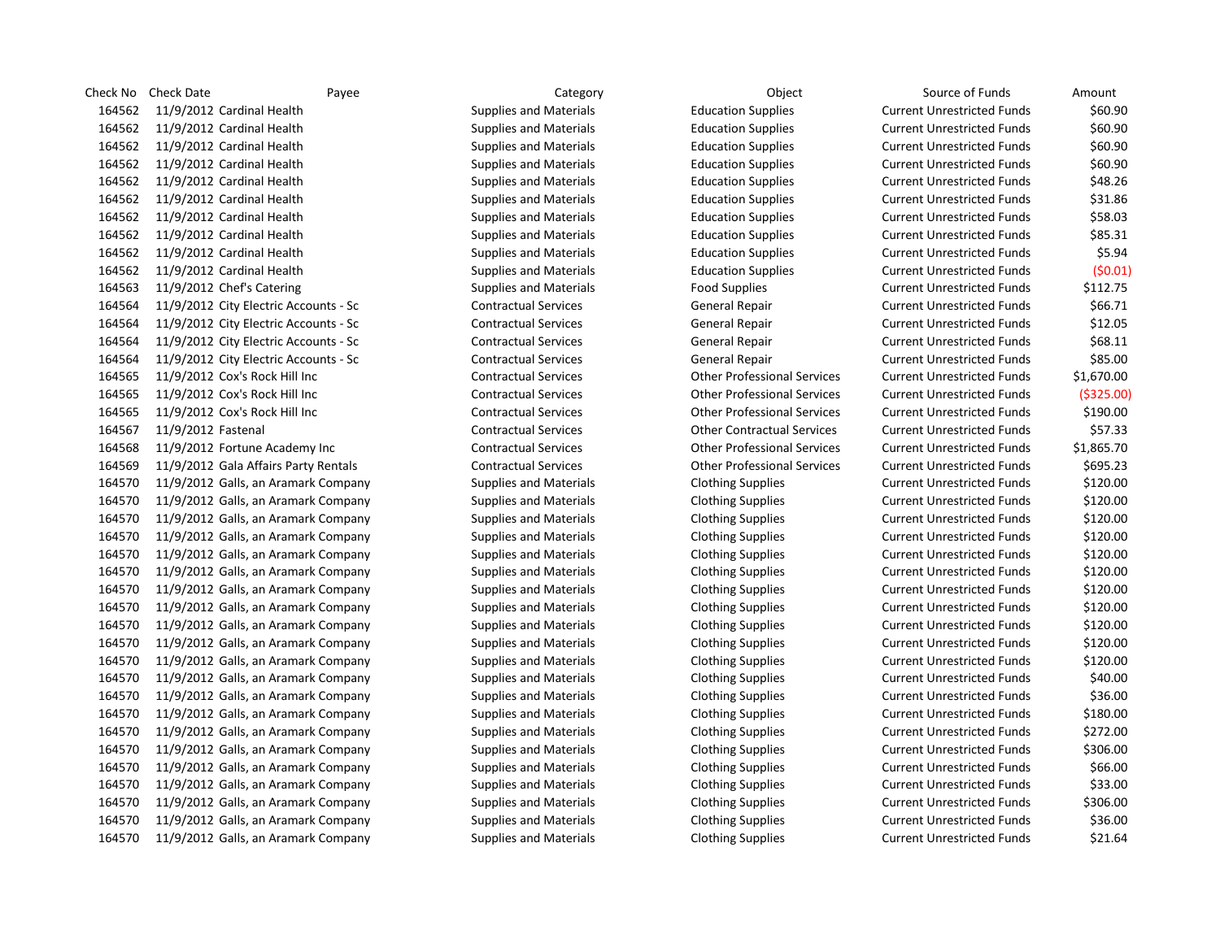| Check No | Check Date | Payee | Category | Object | Source of Funds | Amount |
|---|---|---|---|---|---|---|
| 164562 | 11/9/2012 | Cardinal Health | Supplies and Materials | Education Supplies | Current Unrestricted Funds | $60.90 |
| 164562 | 11/9/2012 | Cardinal Health | Supplies and Materials | Education Supplies | Current Unrestricted Funds | $60.90 |
| 164562 | 11/9/2012 | Cardinal Health | Supplies and Materials | Education Supplies | Current Unrestricted Funds | $60.90 |
| 164562 | 11/9/2012 | Cardinal Health | Supplies and Materials | Education Supplies | Current Unrestricted Funds | $60.90 |
| 164562 | 11/9/2012 | Cardinal Health | Supplies and Materials | Education Supplies | Current Unrestricted Funds | $48.26 |
| 164562 | 11/9/2012 | Cardinal Health | Supplies and Materials | Education Supplies | Current Unrestricted Funds | $31.86 |
| 164562 | 11/9/2012 | Cardinal Health | Supplies and Materials | Education Supplies | Current Unrestricted Funds | $58.03 |
| 164562 | 11/9/2012 | Cardinal Health | Supplies and Materials | Education Supplies | Current Unrestricted Funds | $85.31 |
| 164562 | 11/9/2012 | Cardinal Health | Supplies and Materials | Education Supplies | Current Unrestricted Funds | $5.94 |
| 164562 | 11/9/2012 | Cardinal Health | Supplies and Materials | Education Supplies | Current Unrestricted Funds | ($0.01) |
| 164563 | 11/9/2012 | Chef's Catering | Supplies and Materials | Food Supplies | Current Unrestricted Funds | $112.75 |
| 164564 | 11/9/2012 | City Electric Accounts - Sc | Contractual Services | General Repair | Current Unrestricted Funds | $66.71 |
| 164564 | 11/9/2012 | City Electric Accounts - Sc | Contractual Services | General Repair | Current Unrestricted Funds | $12.05 |
| 164564 | 11/9/2012 | City Electric Accounts - Sc | Contractual Services | General Repair | Current Unrestricted Funds | $68.11 |
| 164564 | 11/9/2012 | City Electric Accounts - Sc | Contractual Services | General Repair | Current Unrestricted Funds | $85.00 |
| 164565 | 11/9/2012 | Cox's Rock Hill Inc | Contractual Services | Other Professional Services | Current Unrestricted Funds | $1,670.00 |
| 164565 | 11/9/2012 | Cox's Rock Hill Inc | Contractual Services | Other Professional Services | Current Unrestricted Funds | ($325.00) |
| 164565 | 11/9/2012 | Cox's Rock Hill Inc | Contractual Services | Other Professional Services | Current Unrestricted Funds | $190.00 |
| 164567 | 11/9/2012 | Fastenal | Contractual Services | Other Contractual Services | Current Unrestricted Funds | $57.33 |
| 164568 | 11/9/2012 | Fortune Academy Inc | Contractual Services | Other Professional Services | Current Unrestricted Funds | $1,865.70 |
| 164569 | 11/9/2012 | Gala Affairs Party Rentals | Contractual Services | Other Professional Services | Current Unrestricted Funds | $695.23 |
| 164570 | 11/9/2012 | Galls, an Aramark Company | Supplies and Materials | Clothing Supplies | Current Unrestricted Funds | $120.00 |
| 164570 | 11/9/2012 | Galls, an Aramark Company | Supplies and Materials | Clothing Supplies | Current Unrestricted Funds | $120.00 |
| 164570 | 11/9/2012 | Galls, an Aramark Company | Supplies and Materials | Clothing Supplies | Current Unrestricted Funds | $120.00 |
| 164570 | 11/9/2012 | Galls, an Aramark Company | Supplies and Materials | Clothing Supplies | Current Unrestricted Funds | $120.00 |
| 164570 | 11/9/2012 | Galls, an Aramark Company | Supplies and Materials | Clothing Supplies | Current Unrestricted Funds | $120.00 |
| 164570 | 11/9/2012 | Galls, an Aramark Company | Supplies and Materials | Clothing Supplies | Current Unrestricted Funds | $120.00 |
| 164570 | 11/9/2012 | Galls, an Aramark Company | Supplies and Materials | Clothing Supplies | Current Unrestricted Funds | $120.00 |
| 164570 | 11/9/2012 | Galls, an Aramark Company | Supplies and Materials | Clothing Supplies | Current Unrestricted Funds | $120.00 |
| 164570 | 11/9/2012 | Galls, an Aramark Company | Supplies and Materials | Clothing Supplies | Current Unrestricted Funds | $120.00 |
| 164570 | 11/9/2012 | Galls, an Aramark Company | Supplies and Materials | Clothing Supplies | Current Unrestricted Funds | $120.00 |
| 164570 | 11/9/2012 | Galls, an Aramark Company | Supplies and Materials | Clothing Supplies | Current Unrestricted Funds | $120.00 |
| 164570 | 11/9/2012 | Galls, an Aramark Company | Supplies and Materials | Clothing Supplies | Current Unrestricted Funds | $40.00 |
| 164570 | 11/9/2012 | Galls, an Aramark Company | Supplies and Materials | Clothing Supplies | Current Unrestricted Funds | $36.00 |
| 164570 | 11/9/2012 | Galls, an Aramark Company | Supplies and Materials | Clothing Supplies | Current Unrestricted Funds | $180.00 |
| 164570 | 11/9/2012 | Galls, an Aramark Company | Supplies and Materials | Clothing Supplies | Current Unrestricted Funds | $272.00 |
| 164570 | 11/9/2012 | Galls, an Aramark Company | Supplies and Materials | Clothing Supplies | Current Unrestricted Funds | $306.00 |
| 164570 | 11/9/2012 | Galls, an Aramark Company | Supplies and Materials | Clothing Supplies | Current Unrestricted Funds | $66.00 |
| 164570 | 11/9/2012 | Galls, an Aramark Company | Supplies and Materials | Clothing Supplies | Current Unrestricted Funds | $33.00 |
| 164570 | 11/9/2012 | Galls, an Aramark Company | Supplies and Materials | Clothing Supplies | Current Unrestricted Funds | $306.00 |
| 164570 | 11/9/2012 | Galls, an Aramark Company | Supplies and Materials | Clothing Supplies | Current Unrestricted Funds | $36.00 |
| 164570 | 11/9/2012 | Galls, an Aramark Company | Supplies and Materials | Clothing Supplies | Current Unrestricted Funds | $21.64 |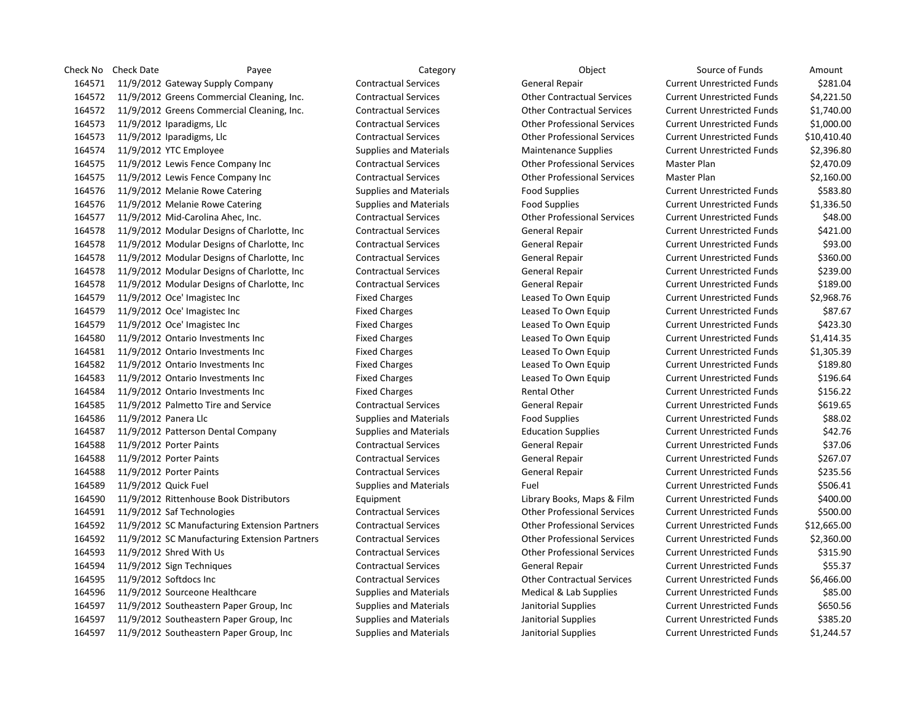| Check No | Check Date | Payee | Category | Object | Source of Funds | Amount |
|---|---|---|---|---|---|---|
| 164571 | 11/9/2012 | Gateway Supply Company | Contractual Services | General Repair | Current Unrestricted Funds | $281.04 |
| 164572 | 11/9/2012 | Greens Commercial Cleaning, Inc. | Contractual Services | Other Contractual Services | Current Unrestricted Funds | $4,221.50 |
| 164572 | 11/9/2012 | Greens Commercial Cleaning, Inc. | Contractual Services | Other Contractual Services | Current Unrestricted Funds | $1,740.00 |
| 164573 | 11/9/2012 | Iparadigms, Llc | Contractual Services | Other Professional Services | Current Unrestricted Funds | $1,000.00 |
| 164573 | 11/9/2012 | Iparadigms, Llc | Contractual Services | Other Professional Services | Current Unrestricted Funds | $10,410.40 |
| 164574 | 11/9/2012 | YTC Employee | Supplies and Materials | Maintenance Supplies | Current Unrestricted Funds | $2,396.80 |
| 164575 | 11/9/2012 | Lewis Fence Company Inc | Contractual Services | Other Professional Services | Master Plan | $2,470.09 |
| 164575 | 11/9/2012 | Lewis Fence Company Inc | Contractual Services | Other Professional Services | Master Plan | $2,160.00 |
| 164576 | 11/9/2012 | Melanie Rowe Catering | Supplies and Materials | Food Supplies | Current Unrestricted Funds | $583.80 |
| 164576 | 11/9/2012 | Melanie Rowe Catering | Supplies and Materials | Food Supplies | Current Unrestricted Funds | $1,336.50 |
| 164577 | 11/9/2012 | Mid-Carolina Ahec, Inc. | Contractual Services | Other Professional Services | Current Unrestricted Funds | $48.00 |
| 164578 | 11/9/2012 | Modular Designs of Charlotte, Inc | Contractual Services | General Repair | Current Unrestricted Funds | $421.00 |
| 164578 | 11/9/2012 | Modular Designs of Charlotte, Inc | Contractual Services | General Repair | Current Unrestricted Funds | $93.00 |
| 164578 | 11/9/2012 | Modular Designs of Charlotte, Inc | Contractual Services | General Repair | Current Unrestricted Funds | $360.00 |
| 164578 | 11/9/2012 | Modular Designs of Charlotte, Inc | Contractual Services | General Repair | Current Unrestricted Funds | $239.00 |
| 164578 | 11/9/2012 | Modular Designs of Charlotte, Inc | Contractual Services | General Repair | Current Unrestricted Funds | $189.00 |
| 164579 | 11/9/2012 | Oce' Imagistec Inc | Fixed Charges | Leased To Own Equip | Current Unrestricted Funds | $2,968.76 |
| 164579 | 11/9/2012 | Oce' Imagistec Inc | Fixed Charges | Leased To Own Equip | Current Unrestricted Funds | $87.67 |
| 164579 | 11/9/2012 | Oce' Imagistec Inc | Fixed Charges | Leased To Own Equip | Current Unrestricted Funds | $423.30 |
| 164580 | 11/9/2012 | Ontario Investments Inc | Fixed Charges | Leased To Own Equip | Current Unrestricted Funds | $1,414.35 |
| 164581 | 11/9/2012 | Ontario Investments Inc | Fixed Charges | Leased To Own Equip | Current Unrestricted Funds | $1,305.39 |
| 164582 | 11/9/2012 | Ontario Investments Inc | Fixed Charges | Leased To Own Equip | Current Unrestricted Funds | $189.80 |
| 164583 | 11/9/2012 | Ontario Investments Inc | Fixed Charges | Leased To Own Equip | Current Unrestricted Funds | $196.64 |
| 164584 | 11/9/2012 | Ontario Investments Inc | Fixed Charges | Rental Other | Current Unrestricted Funds | $156.22 |
| 164585 | 11/9/2012 | Palmetto Tire and Service | Contractual Services | General Repair | Current Unrestricted Funds | $619.65 |
| 164586 | 11/9/2012 | Panera Llc | Supplies and Materials | Food Supplies | Current Unrestricted Funds | $88.02 |
| 164587 | 11/9/2012 | Patterson Dental Company | Supplies and Materials | Education Supplies | Current Unrestricted Funds | $42.76 |
| 164588 | 11/9/2012 | Porter Paints | Contractual Services | General Repair | Current Unrestricted Funds | $37.06 |
| 164588 | 11/9/2012 | Porter Paints | Contractual Services | General Repair | Current Unrestricted Funds | $267.07 |
| 164588 | 11/9/2012 | Porter Paints | Contractual Services | General Repair | Current Unrestricted Funds | $235.56 |
| 164589 | 11/9/2012 | Quick Fuel | Supplies and Materials | Fuel | Current Unrestricted Funds | $506.41 |
| 164590 | 11/9/2012 | Rittenhouse Book Distributors | Equipment | Library Books, Maps & Film | Current Unrestricted Funds | $400.00 |
| 164591 | 11/9/2012 | Saf Technologies | Contractual Services | Other Professional Services | Current Unrestricted Funds | $500.00 |
| 164592 | 11/9/2012 | SC Manufacturing Extension Partners | Contractual Services | Other Professional Services | Current Unrestricted Funds | $12,665.00 |
| 164592 | 11/9/2012 | SC Manufacturing Extension Partners | Contractual Services | Other Professional Services | Current Unrestricted Funds | $2,360.00 |
| 164593 | 11/9/2012 | Shred With Us | Contractual Services | Other Professional Services | Current Unrestricted Funds | $315.90 |
| 164594 | 11/9/2012 | Sign Techniques | Contractual Services | General Repair | Current Unrestricted Funds | $55.37 |
| 164595 | 11/9/2012 | Softdocs Inc | Contractual Services | Other Contractual Services | Current Unrestricted Funds | $6,466.00 |
| 164596 | 11/9/2012 | Sourceone Healthcare | Supplies and Materials | Medical & Lab Supplies | Current Unrestricted Funds | $85.00 |
| 164597 | 11/9/2012 | Southeastern Paper Group, Inc | Supplies and Materials | Janitorial Supplies | Current Unrestricted Funds | $650.56 |
| 164597 | 11/9/2012 | Southeastern Paper Group, Inc | Supplies and Materials | Janitorial Supplies | Current Unrestricted Funds | $385.20 |
| 164597 | 11/9/2012 | Southeastern Paper Group, Inc | Supplies and Materials | Janitorial Supplies | Current Unrestricted Funds | $1,244.57 |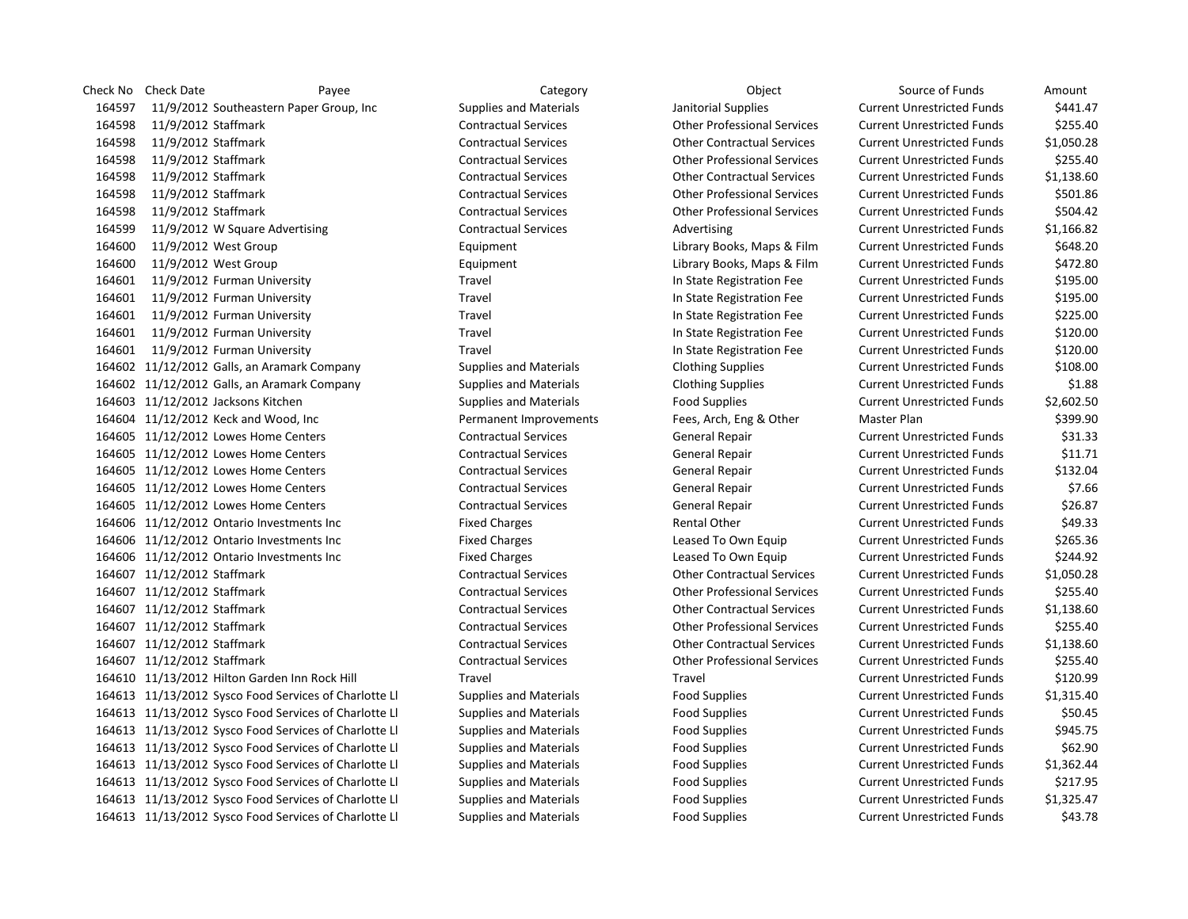| Check No | Check Date | Payee | Category | Object | Source of Funds | Amount |
|---|---|---|---|---|---|---|
| 164597 | 11/9/2012 | Southeastern Paper Group, Inc | Supplies and Materials | Janitorial Supplies | Current Unrestricted Funds | $441.47 |
| 164598 | 11/9/2012 | Staffmark | Contractual Services | Other Professional Services | Current Unrestricted Funds | $255.40 |
| 164598 | 11/9/2012 | Staffmark | Contractual Services | Other Contractual Services | Current Unrestricted Funds | $1,050.28 |
| 164598 | 11/9/2012 | Staffmark | Contractual Services | Other Professional Services | Current Unrestricted Funds | $255.40 |
| 164598 | 11/9/2012 | Staffmark | Contractual Services | Other Contractual Services | Current Unrestricted Funds | $1,138.60 |
| 164598 | 11/9/2012 | Staffmark | Contractual Services | Other Professional Services | Current Unrestricted Funds | $501.86 |
| 164598 | 11/9/2012 | Staffmark | Contractual Services | Other Professional Services | Current Unrestricted Funds | $504.42 |
| 164599 | 11/9/2012 | W Square Advertising | Contractual Services | Advertising | Current Unrestricted Funds | $1,166.82 |
| 164600 | 11/9/2012 | West Group | Equipment | Library Books, Maps & Film | Current Unrestricted Funds | $648.20 |
| 164600 | 11/9/2012 | West Group | Equipment | Library Books, Maps & Film | Current Unrestricted Funds | $472.80 |
| 164601 | 11/9/2012 | Furman University | Travel | In State Registration Fee | Current Unrestricted Funds | $195.00 |
| 164601 | 11/9/2012 | Furman University | Travel | In State Registration Fee | Current Unrestricted Funds | $195.00 |
| 164601 | 11/9/2012 | Furman University | Travel | In State Registration Fee | Current Unrestricted Funds | $225.00 |
| 164601 | 11/9/2012 | Furman University | Travel | In State Registration Fee | Current Unrestricted Funds | $120.00 |
| 164601 | 11/9/2012 | Furman University | Travel | In State Registration Fee | Current Unrestricted Funds | $120.00 |
| 164602 | 11/12/2012 | Galls, an Aramark Company | Supplies and Materials | Clothing Supplies | Current Unrestricted Funds | $108.00 |
| 164602 | 11/12/2012 | Galls, an Aramark Company | Supplies and Materials | Clothing Supplies | Current Unrestricted Funds | $1.88 |
| 164603 | 11/12/2012 | Jacksons Kitchen | Supplies and Materials | Food Supplies | Current Unrestricted Funds | $2,602.50 |
| 164604 | 11/12/2012 | Keck and Wood, Inc | Permanent Improvements | Fees, Arch, Eng & Other | Master Plan | $399.90 |
| 164605 | 11/12/2012 | Lowes Home Centers | Contractual Services | General Repair | Current Unrestricted Funds | $31.33 |
| 164605 | 11/12/2012 | Lowes Home Centers | Contractual Services | General Repair | Current Unrestricted Funds | $11.71 |
| 164605 | 11/12/2012 | Lowes Home Centers | Contractual Services | General Repair | Current Unrestricted Funds | $132.04 |
| 164605 | 11/12/2012 | Lowes Home Centers | Contractual Services | General Repair | Current Unrestricted Funds | $7.66 |
| 164605 | 11/12/2012 | Lowes Home Centers | Contractual Services | General Repair | Current Unrestricted Funds | $26.87 |
| 164606 | 11/12/2012 | Ontario Investments Inc | Fixed Charges | Rental Other | Current Unrestricted Funds | $49.33 |
| 164606 | 11/12/2012 | Ontario Investments Inc | Fixed Charges | Leased To Own Equip | Current Unrestricted Funds | $265.36 |
| 164606 | 11/12/2012 | Ontario Investments Inc | Fixed Charges | Leased To Own Equip | Current Unrestricted Funds | $244.92 |
| 164607 | 11/12/2012 | Staffmark | Contractual Services | Other Contractual Services | Current Unrestricted Funds | $1,050.28 |
| 164607 | 11/12/2012 | Staffmark | Contractual Services | Other Professional Services | Current Unrestricted Funds | $255.40 |
| 164607 | 11/12/2012 | Staffmark | Contractual Services | Other Contractual Services | Current Unrestricted Funds | $1,138.60 |
| 164607 | 11/12/2012 | Staffmark | Contractual Services | Other Professional Services | Current Unrestricted Funds | $255.40 |
| 164607 | 11/12/2012 | Staffmark | Contractual Services | Other Contractual Services | Current Unrestricted Funds | $1,138.60 |
| 164607 | 11/12/2012 | Staffmark | Contractual Services | Other Professional Services | Current Unrestricted Funds | $255.40 |
| 164610 | 11/13/2012 | Hilton Garden Inn Rock Hill | Travel | Travel | Current Unrestricted Funds | $120.99 |
| 164613 | 11/13/2012 | Sysco Food Services of Charlotte Ll | Supplies and Materials | Food Supplies | Current Unrestricted Funds | $1,315.40 |
| 164613 | 11/13/2012 | Sysco Food Services of Charlotte Ll | Supplies and Materials | Food Supplies | Current Unrestricted Funds | $50.45 |
| 164613 | 11/13/2012 | Sysco Food Services of Charlotte Ll | Supplies and Materials | Food Supplies | Current Unrestricted Funds | $945.75 |
| 164613 | 11/13/2012 | Sysco Food Services of Charlotte Ll | Supplies and Materials | Food Supplies | Current Unrestricted Funds | $62.90 |
| 164613 | 11/13/2012 | Sysco Food Services of Charlotte Ll | Supplies and Materials | Food Supplies | Current Unrestricted Funds | $1,362.44 |
| 164613 | 11/13/2012 | Sysco Food Services of Charlotte Ll | Supplies and Materials | Food Supplies | Current Unrestricted Funds | $217.95 |
| 164613 | 11/13/2012 | Sysco Food Services of Charlotte Ll | Supplies and Materials | Food Supplies | Current Unrestricted Funds | $1,325.47 |
| 164613 | 11/13/2012 | Sysco Food Services of Charlotte Ll | Supplies and Materials | Food Supplies | Current Unrestricted Funds | $43.78 |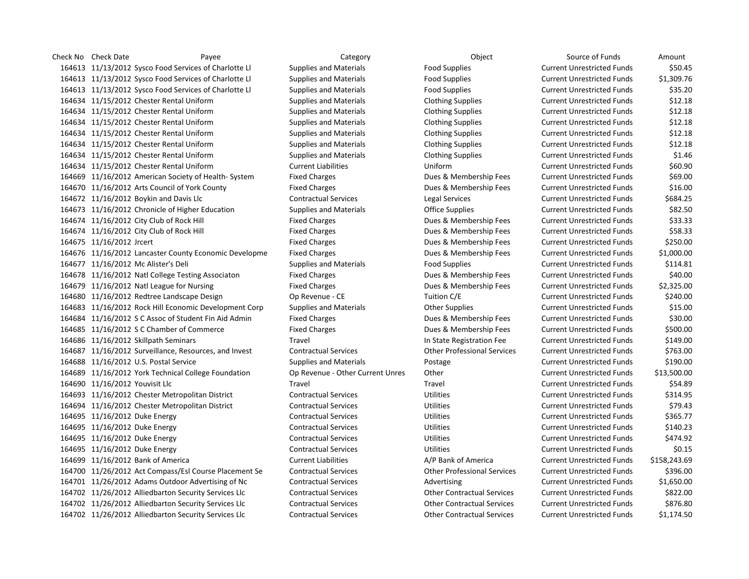| Check No | Check Date | Payee | Category | Object | Source of Funds | Amount |
| --- | --- | --- | --- | --- | --- | --- |
| 164613 | 11/13/2012 | Sysco Food Services of Charlotte Ll | Supplies and Materials | Food Supplies | Current Unrestricted Funds | $50.45 |
| 164613 | 11/13/2012 | Sysco Food Services of Charlotte Ll | Supplies and Materials | Food Supplies | Current Unrestricted Funds | $1,309.76 |
| 164613 | 11/13/2012 | Sysco Food Services of Charlotte Ll | Supplies and Materials | Food Supplies | Current Unrestricted Funds | $35.20 |
| 164634 | 11/15/2012 | Chester Rental Uniform | Supplies and Materials | Clothing Supplies | Current Unrestricted Funds | $12.18 |
| 164634 | 11/15/2012 | Chester Rental Uniform | Supplies and Materials | Clothing Supplies | Current Unrestricted Funds | $12.18 |
| 164634 | 11/15/2012 | Chester Rental Uniform | Supplies and Materials | Clothing Supplies | Current Unrestricted Funds | $12.18 |
| 164634 | 11/15/2012 | Chester Rental Uniform | Supplies and Materials | Clothing Supplies | Current Unrestricted Funds | $12.18 |
| 164634 | 11/15/2012 | Chester Rental Uniform | Supplies and Materials | Clothing Supplies | Current Unrestricted Funds | $12.18 |
| 164634 | 11/15/2012 | Chester Rental Uniform | Supplies and Materials | Clothing Supplies | Current Unrestricted Funds | $1.46 |
| 164634 | 11/15/2012 | Chester Rental Uniform | Current Liabilities | Uniform | Current Unrestricted Funds | $60.90 |
| 164669 | 11/16/2012 | American Society of Health- System | Fixed Charges | Dues & Membership Fees | Current Unrestricted Funds | $69.00 |
| 164670 | 11/16/2012 | Arts Council of York County | Fixed Charges | Dues & Membership Fees | Current Unrestricted Funds | $16.00 |
| 164672 | 11/16/2012 | Boykin and Davis Llc | Contractual Services | Legal Services | Current Unrestricted Funds | $684.25 |
| 164673 | 11/16/2012 | Chronicle of Higher Education | Supplies and Materials | Office Supplies | Current Unrestricted Funds | $82.50 |
| 164674 | 11/16/2012 | City Club of Rock Hill | Fixed Charges | Dues & Membership Fees | Current Unrestricted Funds | $33.33 |
| 164674 | 11/16/2012 | City Club of Rock Hill | Fixed Charges | Dues & Membership Fees | Current Unrestricted Funds | $58.33 |
| 164675 | 11/16/2012 | Jrcert | Fixed Charges | Dues & Membership Fees | Current Unrestricted Funds | $250.00 |
| 164676 | 11/16/2012 | Lancaster County Economic Developme | Fixed Charges | Dues & Membership Fees | Current Unrestricted Funds | $1,000.00 |
| 164677 | 11/16/2012 | Mc Alister's Deli | Supplies and Materials | Food Supplies | Current Unrestricted Funds | $114.81 |
| 164678 | 11/16/2012 | Natl College Testing Associaton | Fixed Charges | Dues & Membership Fees | Current Unrestricted Funds | $40.00 |
| 164679 | 11/16/2012 | Natl League for Nursing | Fixed Charges | Dues & Membership Fees | Current Unrestricted Funds | $2,325.00 |
| 164680 | 11/16/2012 | Redtree Landscape Design | Op Revenue - CE | Tuition C/E | Current Unrestricted Funds | $240.00 |
| 164683 | 11/16/2012 | Rock Hill Economic Development Corp | Supplies and Materials | Other Supplies | Current Unrestricted Funds | $15.00 |
| 164684 | 11/16/2012 | S C Assoc of Student Fin Aid Admin | Fixed Charges | Dues & Membership Fees | Current Unrestricted Funds | $30.00 |
| 164685 | 11/16/2012 | S C Chamber of Commerce | Fixed Charges | Dues & Membership Fees | Current Unrestricted Funds | $500.00 |
| 164686 | 11/16/2012 | Skillpath Seminars | Travel | In State Registration Fee | Current Unrestricted Funds | $149.00 |
| 164687 | 11/16/2012 | Surveillance, Resources, and Invest | Contractual Services | Other Professional Services | Current Unrestricted Funds | $763.00 |
| 164688 | 11/16/2012 | U.S. Postal Service | Supplies and Materials | Postage | Current Unrestricted Funds | $190.00 |
| 164689 | 11/16/2012 | York Technical College Foundation | Op Revenue - Other Current Unres | Other | Current Unrestricted Funds | $13,500.00 |
| 164690 | 11/16/2012 | Youvisit Llc | Travel | Travel | Current Unrestricted Funds | $54.89 |
| 164693 | 11/16/2012 | Chester Metropolitan District | Contractual Services | Utilities | Current Unrestricted Funds | $314.95 |
| 164694 | 11/16/2012 | Chester Metropolitan District | Contractual Services | Utilities | Current Unrestricted Funds | $79.43 |
| 164695 | 11/16/2012 | Duke Energy | Contractual Services | Utilities | Current Unrestricted Funds | $365.77 |
| 164695 | 11/16/2012 | Duke Energy | Contractual Services | Utilities | Current Unrestricted Funds | $140.23 |
| 164695 | 11/16/2012 | Duke Energy | Contractual Services | Utilities | Current Unrestricted Funds | $474.92 |
| 164695 | 11/16/2012 | Duke Energy | Contractual Services | Utilities | Current Unrestricted Funds | $0.15 |
| 164699 | 11/16/2012 | Bank of America | Current Liabilities | A/P Bank of America | Current Unrestricted Funds | $158,243.69 |
| 164700 | 11/26/2012 | Act Compass/Esl Course Placement Se | Contractual Services | Other Professional Services | Current Unrestricted Funds | $396.00 |
| 164701 | 11/26/2012 | Adams Outdoor Advertising of Nc | Contractual Services | Advertising | Current Unrestricted Funds | $1,650.00 |
| 164702 | 11/26/2012 | Alliedbarton Security Services Llc | Contractual Services | Other Contractual Services | Current Unrestricted Funds | $822.00 |
| 164702 | 11/26/2012 | Alliedbarton Security Services Llc | Contractual Services | Other Contractual Services | Current Unrestricted Funds | $876.80 |
| 164702 | 11/26/2012 | Alliedbarton Security Services Llc | Contractual Services | Other Contractual Services | Current Unrestricted Funds | $1,174.50 |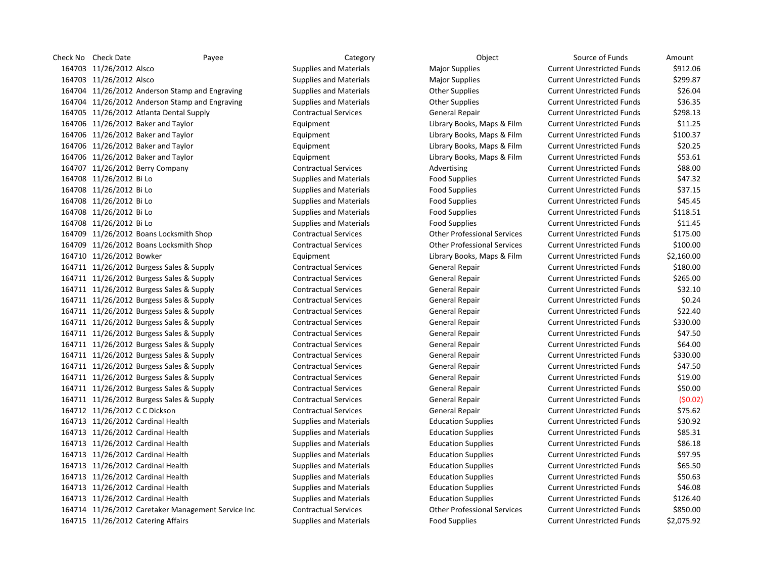| Check No | Check Date | Payee | Category | Object | Source of Funds | Amount |
|---|---|---|---|---|---|---|
| 164703 | 11/26/2012 | Alsco | Supplies and Materials | Major Supplies | Current Unrestricted Funds | $912.06 |
| 164703 | 11/26/2012 | Alsco | Supplies and Materials | Major Supplies | Current Unrestricted Funds | $299.87 |
| 164704 | 11/26/2012 | Anderson Stamp and Engraving | Supplies and Materials | Other Supplies | Current Unrestricted Funds | $26.04 |
| 164704 | 11/26/2012 | Anderson Stamp and Engraving | Supplies and Materials | Other Supplies | Current Unrestricted Funds | $36.35 |
| 164705 | 11/26/2012 | Atlanta Dental Supply | Contractual Services | General Repair | Current Unrestricted Funds | $298.13 |
| 164706 | 11/26/2012 | Baker and Taylor | Equipment | Library Books, Maps & Film | Current Unrestricted Funds | $11.25 |
| 164706 | 11/26/2012 | Baker and Taylor | Equipment | Library Books, Maps & Film | Current Unrestricted Funds | $100.37 |
| 164706 | 11/26/2012 | Baker and Taylor | Equipment | Library Books, Maps & Film | Current Unrestricted Funds | $20.25 |
| 164706 | 11/26/2012 | Baker and Taylor | Equipment | Library Books, Maps & Film | Current Unrestricted Funds | $53.61 |
| 164707 | 11/26/2012 | Berry Company | Contractual Services | Advertising | Current Unrestricted Funds | $88.00 |
| 164708 | 11/26/2012 | Bi Lo | Supplies and Materials | Food Supplies | Current Unrestricted Funds | $47.32 |
| 164708 | 11/26/2012 | Bi Lo | Supplies and Materials | Food Supplies | Current Unrestricted Funds | $37.15 |
| 164708 | 11/26/2012 | Bi Lo | Supplies and Materials | Food Supplies | Current Unrestricted Funds | $45.45 |
| 164708 | 11/26/2012 | Bi Lo | Supplies and Materials | Food Supplies | Current Unrestricted Funds | $118.51 |
| 164708 | 11/26/2012 | Bi Lo | Supplies and Materials | Food Supplies | Current Unrestricted Funds | $11.45 |
| 164709 | 11/26/2012 | Boans Locksmith Shop | Contractual Services | Other Professional Services | Current Unrestricted Funds | $175.00 |
| 164709 | 11/26/2012 | Boans Locksmith Shop | Contractual Services | Other Professional Services | Current Unrestricted Funds | $100.00 |
| 164710 | 11/26/2012 | Bowker | Equipment | Library Books, Maps & Film | Current Unrestricted Funds | $2,160.00 |
| 164711 | 11/26/2012 | Burgess Sales & Supply | Contractual Services | General Repair | Current Unrestricted Funds | $180.00 |
| 164711 | 11/26/2012 | Burgess Sales & Supply | Contractual Services | General Repair | Current Unrestricted Funds | $265.00 |
| 164711 | 11/26/2012 | Burgess Sales & Supply | Contractual Services | General Repair | Current Unrestricted Funds | $32.10 |
| 164711 | 11/26/2012 | Burgess Sales & Supply | Contractual Services | General Repair | Current Unrestricted Funds | $0.24 |
| 164711 | 11/26/2012 | Burgess Sales & Supply | Contractual Services | General Repair | Current Unrestricted Funds | $22.40 |
| 164711 | 11/26/2012 | Burgess Sales & Supply | Contractual Services | General Repair | Current Unrestricted Funds | $330.00 |
| 164711 | 11/26/2012 | Burgess Sales & Supply | Contractual Services | General Repair | Current Unrestricted Funds | $47.50 |
| 164711 | 11/26/2012 | Burgess Sales & Supply | Contractual Services | General Repair | Current Unrestricted Funds | $64.00 |
| 164711 | 11/26/2012 | Burgess Sales & Supply | Contractual Services | General Repair | Current Unrestricted Funds | $330.00 |
| 164711 | 11/26/2012 | Burgess Sales & Supply | Contractual Services | General Repair | Current Unrestricted Funds | $47.50 |
| 164711 | 11/26/2012 | Burgess Sales & Supply | Contractual Services | General Repair | Current Unrestricted Funds | $19.00 |
| 164711 | 11/26/2012 | Burgess Sales & Supply | Contractual Services | General Repair | Current Unrestricted Funds | $50.00 |
| 164711 | 11/26/2012 | Burgess Sales & Supply | Contractual Services | General Repair | Current Unrestricted Funds | ($0.02) |
| 164712 | 11/26/2012 | C C Dickson | Contractual Services | General Repair | Current Unrestricted Funds | $75.62 |
| 164713 | 11/26/2012 | Cardinal Health | Supplies and Materials | Education Supplies | Current Unrestricted Funds | $30.92 |
| 164713 | 11/26/2012 | Cardinal Health | Supplies and Materials | Education Supplies | Current Unrestricted Funds | $85.31 |
| 164713 | 11/26/2012 | Cardinal Health | Supplies and Materials | Education Supplies | Current Unrestricted Funds | $86.18 |
| 164713 | 11/26/2012 | Cardinal Health | Supplies and Materials | Education Supplies | Current Unrestricted Funds | $97.95 |
| 164713 | 11/26/2012 | Cardinal Health | Supplies and Materials | Education Supplies | Current Unrestricted Funds | $65.50 |
| 164713 | 11/26/2012 | Cardinal Health | Supplies and Materials | Education Supplies | Current Unrestricted Funds | $50.63 |
| 164713 | 11/26/2012 | Cardinal Health | Supplies and Materials | Education Supplies | Current Unrestricted Funds | $46.08 |
| 164713 | 11/26/2012 | Cardinal Health | Supplies and Materials | Education Supplies | Current Unrestricted Funds | $126.40 |
| 164714 | 11/26/2012 | Caretaker Management Service Inc | Contractual Services | Other Professional Services | Current Unrestricted Funds | $850.00 |
| 164715 | 11/26/2012 | Catering Affairs | Supplies and Materials | Food Supplies | Current Unrestricted Funds | $2,075.92 |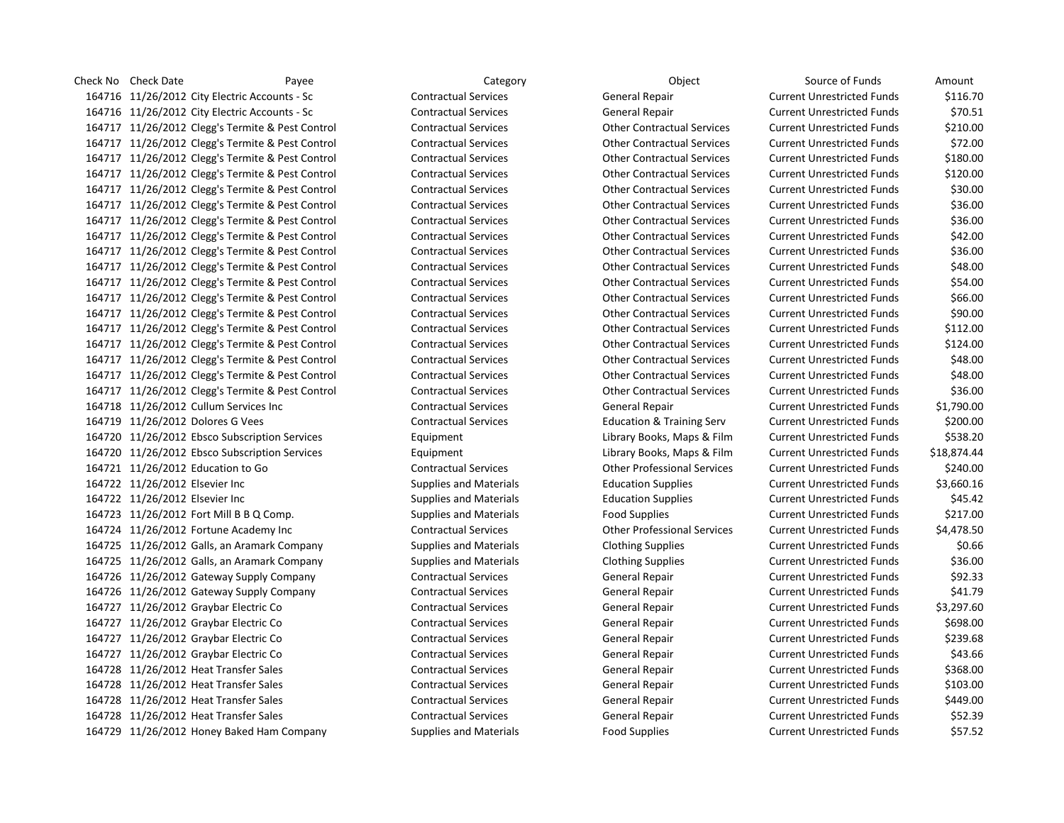| Check No | Check Date | Payee | Category | Object | Source of Funds | Amount |
|---|---|---|---|---|---|---|
| 164716 | 11/26/2012 | City Electric Accounts - Sc | Contractual Services | General Repair | Current Unrestricted Funds | $116.70 |
| 164716 | 11/26/2012 | City Electric Accounts - Sc | Contractual Services | General Repair | Current Unrestricted Funds | $70.51 |
| 164717 | 11/26/2012 | Clegg's Termite & Pest Control | Contractual Services | Other Contractual Services | Current Unrestricted Funds | $210.00 |
| 164717 | 11/26/2012 | Clegg's Termite & Pest Control | Contractual Services | Other Contractual Services | Current Unrestricted Funds | $72.00 |
| 164717 | 11/26/2012 | Clegg's Termite & Pest Control | Contractual Services | Other Contractual Services | Current Unrestricted Funds | $180.00 |
| 164717 | 11/26/2012 | Clegg's Termite & Pest Control | Contractual Services | Other Contractual Services | Current Unrestricted Funds | $120.00 |
| 164717 | 11/26/2012 | Clegg's Termite & Pest Control | Contractual Services | Other Contractual Services | Current Unrestricted Funds | $30.00 |
| 164717 | 11/26/2012 | Clegg's Termite & Pest Control | Contractual Services | Other Contractual Services | Current Unrestricted Funds | $36.00 |
| 164717 | 11/26/2012 | Clegg's Termite & Pest Control | Contractual Services | Other Contractual Services | Current Unrestricted Funds | $36.00 |
| 164717 | 11/26/2012 | Clegg's Termite & Pest Control | Contractual Services | Other Contractual Services | Current Unrestricted Funds | $42.00 |
| 164717 | 11/26/2012 | Clegg's Termite & Pest Control | Contractual Services | Other Contractual Services | Current Unrestricted Funds | $36.00 |
| 164717 | 11/26/2012 | Clegg's Termite & Pest Control | Contractual Services | Other Contractual Services | Current Unrestricted Funds | $48.00 |
| 164717 | 11/26/2012 | Clegg's Termite & Pest Control | Contractual Services | Other Contractual Services | Current Unrestricted Funds | $54.00 |
| 164717 | 11/26/2012 | Clegg's Termite & Pest Control | Contractual Services | Other Contractual Services | Current Unrestricted Funds | $66.00 |
| 164717 | 11/26/2012 | Clegg's Termite & Pest Control | Contractual Services | Other Contractual Services | Current Unrestricted Funds | $90.00 |
| 164717 | 11/26/2012 | Clegg's Termite & Pest Control | Contractual Services | Other Contractual Services | Current Unrestricted Funds | $112.00 |
| 164717 | 11/26/2012 | Clegg's Termite & Pest Control | Contractual Services | Other Contractual Services | Current Unrestricted Funds | $124.00 |
| 164717 | 11/26/2012 | Clegg's Termite & Pest Control | Contractual Services | Other Contractual Services | Current Unrestricted Funds | $48.00 |
| 164717 | 11/26/2012 | Clegg's Termite & Pest Control | Contractual Services | Other Contractual Services | Current Unrestricted Funds | $48.00 |
| 164717 | 11/26/2012 | Clegg's Termite & Pest Control | Contractual Services | Other Contractual Services | Current Unrestricted Funds | $36.00 |
| 164718 | 11/26/2012 | Cullum Services Inc | Contractual Services | General Repair | Current Unrestricted Funds | $1,790.00 |
| 164719 | 11/26/2012 | Dolores G Vees | Contractual Services | Education & Training Serv | Current Unrestricted Funds | $200.00 |
| 164720 | 11/26/2012 | Ebsco Subscription Services | Equipment | Library Books, Maps & Film | Current Unrestricted Funds | $538.20 |
| 164720 | 11/26/2012 | Ebsco Subscription Services | Equipment | Library Books, Maps & Film | Current Unrestricted Funds | $18,874.44 |
| 164721 | 11/26/2012 | Education to Go | Contractual Services | Other Professional Services | Current Unrestricted Funds | $240.00 |
| 164722 | 11/26/2012 | Elsevier Inc | Supplies and Materials | Education Supplies | Current Unrestricted Funds | $3,660.16 |
| 164722 | 11/26/2012 | Elsevier Inc | Supplies and Materials | Education Supplies | Current Unrestricted Funds | $45.42 |
| 164723 | 11/26/2012 | Fort Mill B B Q Comp. | Supplies and Materials | Food Supplies | Current Unrestricted Funds | $217.00 |
| 164724 | 11/26/2012 | Fortune Academy Inc | Contractual Services | Other Professional Services | Current Unrestricted Funds | $4,478.50 |
| 164725 | 11/26/2012 | Galls, an Aramark Company | Supplies and Materials | Clothing Supplies | Current Unrestricted Funds | $0.66 |
| 164725 | 11/26/2012 | Galls, an Aramark Company | Supplies and Materials | Clothing Supplies | Current Unrestricted Funds | $36.00 |
| 164726 | 11/26/2012 | Gateway Supply Company | Contractual Services | General Repair | Current Unrestricted Funds | $92.33 |
| 164726 | 11/26/2012 | Gateway Supply Company | Contractual Services | General Repair | Current Unrestricted Funds | $41.79 |
| 164727 | 11/26/2012 | Graybar Electric Co | Contractual Services | General Repair | Current Unrestricted Funds | $3,297.60 |
| 164727 | 11/26/2012 | Graybar Electric Co | Contractual Services | General Repair | Current Unrestricted Funds | $698.00 |
| 164727 | 11/26/2012 | Graybar Electric Co | Contractual Services | General Repair | Current Unrestricted Funds | $239.68 |
| 164727 | 11/26/2012 | Graybar Electric Co | Contractual Services | General Repair | Current Unrestricted Funds | $43.66 |
| 164728 | 11/26/2012 | Heat Transfer Sales | Contractual Services | General Repair | Current Unrestricted Funds | $368.00 |
| 164728 | 11/26/2012 | Heat Transfer Sales | Contractual Services | General Repair | Current Unrestricted Funds | $103.00 |
| 164728 | 11/26/2012 | Heat Transfer Sales | Contractual Services | General Repair | Current Unrestricted Funds | $449.00 |
| 164728 | 11/26/2012 | Heat Transfer Sales | Contractual Services | General Repair | Current Unrestricted Funds | $52.39 |
| 164729 | 11/26/2012 | Honey Baked Ham Company | Supplies and Materials | Food Supplies | Current Unrestricted Funds | $57.52 |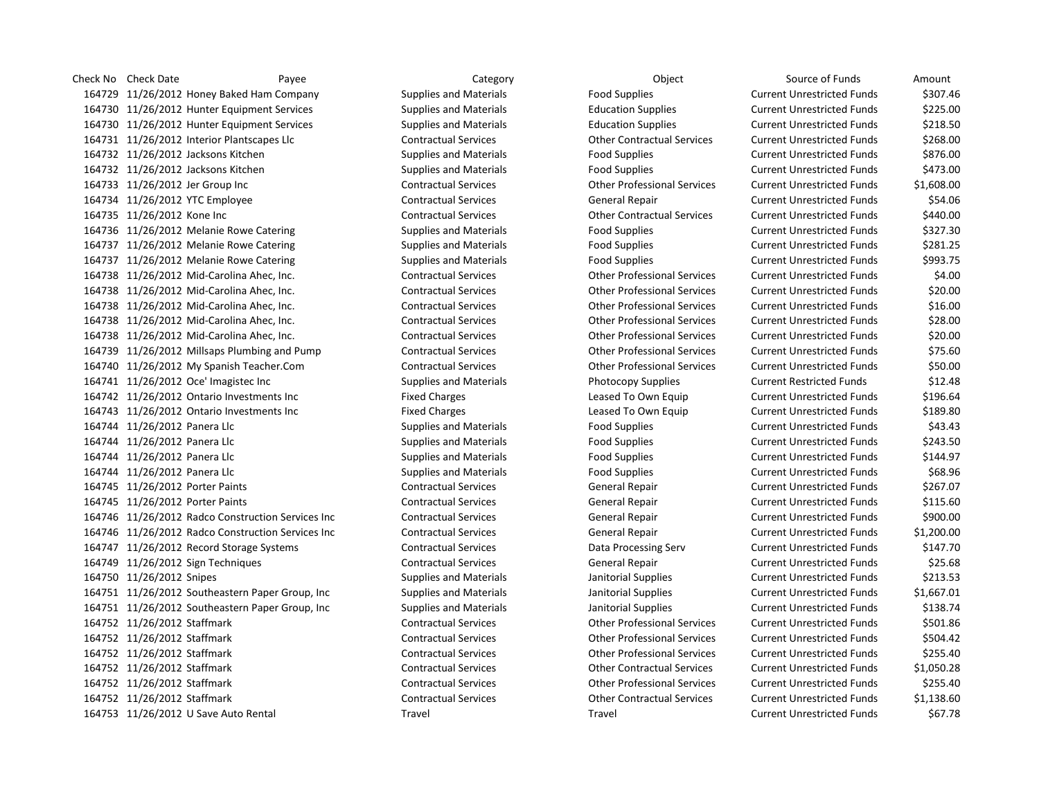| Check No | Check Date | Payee | Category | Object | Source of Funds | Amount |
|---|---|---|---|---|---|---|
| 164729 | 11/26/2012 | Honey Baked Ham Company | Supplies and Materials | Food Supplies | Current Unrestricted Funds | $307.46 |
| 164730 | 11/26/2012 | Hunter Equipment Services | Supplies and Materials | Education Supplies | Current Unrestricted Funds | $225.00 |
| 164730 | 11/26/2012 | Hunter Equipment Services | Supplies and Materials | Education Supplies | Current Unrestricted Funds | $218.50 |
| 164731 | 11/26/2012 | Interior Plantscapes Llc | Contractual Services | Other Contractual Services | Current Unrestricted Funds | $268.00 |
| 164732 | 11/26/2012 | Jacksons Kitchen | Supplies and Materials | Food Supplies | Current Unrestricted Funds | $876.00 |
| 164732 | 11/26/2012 | Jacksons Kitchen | Supplies and Materials | Food Supplies | Current Unrestricted Funds | $473.00 |
| 164733 | 11/26/2012 | Jer Group Inc | Contractual Services | Other Professional Services | Current Unrestricted Funds | $1,608.00 |
| 164734 | 11/26/2012 | YTC Employee | Contractual Services | General Repair | Current Unrestricted Funds | $54.06 |
| 164735 | 11/26/2012 | Kone Inc | Contractual Services | Other Contractual Services | Current Unrestricted Funds | $440.00 |
| 164736 | 11/26/2012 | Melanie Rowe Catering | Supplies and Materials | Food Supplies | Current Unrestricted Funds | $327.30 |
| 164737 | 11/26/2012 | Melanie Rowe Catering | Supplies and Materials | Food Supplies | Current Unrestricted Funds | $281.25 |
| 164737 | 11/26/2012 | Melanie Rowe Catering | Supplies and Materials | Food Supplies | Current Unrestricted Funds | $993.75 |
| 164738 | 11/26/2012 | Mid-Carolina Ahec, Inc. | Contractual Services | Other Professional Services | Current Unrestricted Funds | $4.00 |
| 164738 | 11/26/2012 | Mid-Carolina Ahec, Inc. | Contractual Services | Other Professional Services | Current Unrestricted Funds | $20.00 |
| 164738 | 11/26/2012 | Mid-Carolina Ahec, Inc. | Contractual Services | Other Professional Services | Current Unrestricted Funds | $16.00 |
| 164738 | 11/26/2012 | Mid-Carolina Ahec, Inc. | Contractual Services | Other Professional Services | Current Unrestricted Funds | $28.00 |
| 164738 | 11/26/2012 | Mid-Carolina Ahec, Inc. | Contractual Services | Other Professional Services | Current Unrestricted Funds | $20.00 |
| 164739 | 11/26/2012 | Millsaps Plumbing and Pump | Contractual Services | Other Professional Services | Current Unrestricted Funds | $75.60 |
| 164740 | 11/26/2012 | My Spanish Teacher.Com | Contractual Services | Other Professional Services | Current Unrestricted Funds | $50.00 |
| 164741 | 11/26/2012 | Oce' Imagistec Inc | Supplies and Materials | Photocopy Supplies | Current Restricted Funds | $12.48 |
| 164742 | 11/26/2012 | Ontario Investments Inc | Fixed Charges | Leased To Own Equip | Current Unrestricted Funds | $196.64 |
| 164743 | 11/26/2012 | Ontario Investments Inc | Fixed Charges | Leased To Own Equip | Current Unrestricted Funds | $189.80 |
| 164744 | 11/26/2012 | Panera Llc | Supplies and Materials | Food Supplies | Current Unrestricted Funds | $43.43 |
| 164744 | 11/26/2012 | Panera Llc | Supplies and Materials | Food Supplies | Current Unrestricted Funds | $243.50 |
| 164744 | 11/26/2012 | Panera Llc | Supplies and Materials | Food Supplies | Current Unrestricted Funds | $144.97 |
| 164744 | 11/26/2012 | Panera Llc | Supplies and Materials | Food Supplies | Current Unrestricted Funds | $68.96 |
| 164745 | 11/26/2012 | Porter Paints | Contractual Services | General Repair | Current Unrestricted Funds | $267.07 |
| 164745 | 11/26/2012 | Porter Paints | Contractual Services | General Repair | Current Unrestricted Funds | $115.60 |
| 164746 | 11/26/2012 | Radco Construction Services Inc | Contractual Services | General Repair | Current Unrestricted Funds | $900.00 |
| 164746 | 11/26/2012 | Radco Construction Services Inc | Contractual Services | General Repair | Current Unrestricted Funds | $1,200.00 |
| 164747 | 11/26/2012 | Record Storage Systems | Contractual Services | Data Processing Serv | Current Unrestricted Funds | $147.70 |
| 164749 | 11/26/2012 | Sign Techniques | Contractual Services | General Repair | Current Unrestricted Funds | $25.68 |
| 164750 | 11/26/2012 | Snipes | Supplies and Materials | Janitorial Supplies | Current Unrestricted Funds | $213.53 |
| 164751 | 11/26/2012 | Southeastern Paper Group, Inc | Supplies and Materials | Janitorial Supplies | Current Unrestricted Funds | $1,667.01 |
| 164751 | 11/26/2012 | Southeastern Paper Group, Inc | Supplies and Materials | Janitorial Supplies | Current Unrestricted Funds | $138.74 |
| 164752 | 11/26/2012 | Staffmark | Contractual Services | Other Professional Services | Current Unrestricted Funds | $501.86 |
| 164752 | 11/26/2012 | Staffmark | Contractual Services | Other Professional Services | Current Unrestricted Funds | $504.42 |
| 164752 | 11/26/2012 | Staffmark | Contractual Services | Other Professional Services | Current Unrestricted Funds | $255.40 |
| 164752 | 11/26/2012 | Staffmark | Contractual Services | Other Contractual Services | Current Unrestricted Funds | $1,050.28 |
| 164752 | 11/26/2012 | Staffmark | Contractual Services | Other Professional Services | Current Unrestricted Funds | $255.40 |
| 164752 | 11/26/2012 | Staffmark | Contractual Services | Other Contractual Services | Current Unrestricted Funds | $1,138.60 |
| 164753 | 11/26/2012 | U Save Auto Rental | Travel | Travel | Current Unrestricted Funds | $67.78 |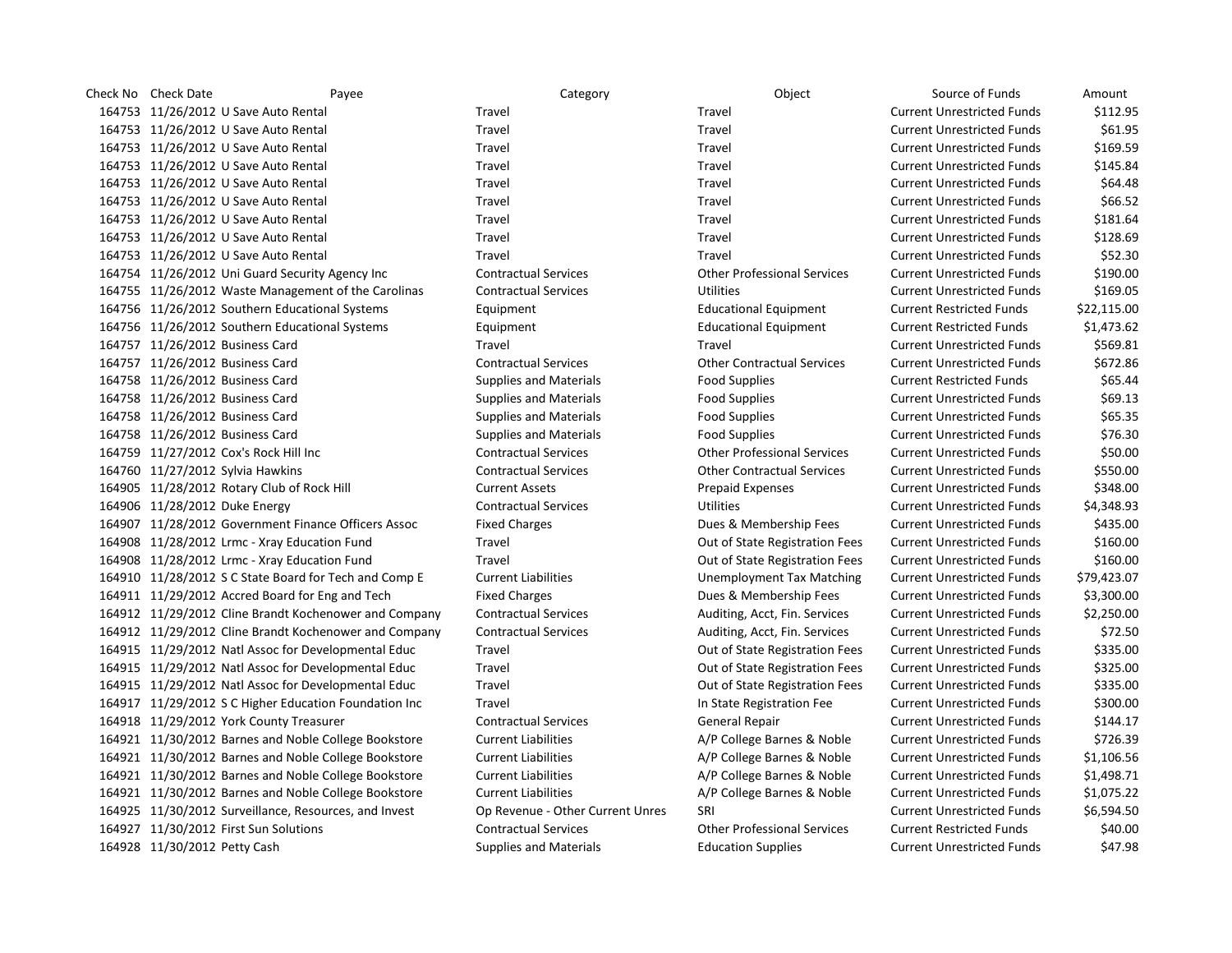| Check No | Check Date | Payee | Category | Object | Source of Funds | Amount |
| --- | --- | --- | --- | --- | --- | --- |
| 164753 | 11/26/2012 | U Save Auto Rental | Travel | Travel | Current Unrestricted Funds | $112.95 |
| 164753 | 11/26/2012 | U Save Auto Rental | Travel | Travel | Current Unrestricted Funds | $61.95 |
| 164753 | 11/26/2012 | U Save Auto Rental | Travel | Travel | Current Unrestricted Funds | $169.59 |
| 164753 | 11/26/2012 | U Save Auto Rental | Travel | Travel | Current Unrestricted Funds | $145.84 |
| 164753 | 11/26/2012 | U Save Auto Rental | Travel | Travel | Current Unrestricted Funds | $64.48 |
| 164753 | 11/26/2012 | U Save Auto Rental | Travel | Travel | Current Unrestricted Funds | $66.52 |
| 164753 | 11/26/2012 | U Save Auto Rental | Travel | Travel | Current Unrestricted Funds | $181.64 |
| 164753 | 11/26/2012 | U Save Auto Rental | Travel | Travel | Current Unrestricted Funds | $128.69 |
| 164753 | 11/26/2012 | U Save Auto Rental | Travel | Travel | Current Unrestricted Funds | $52.30 |
| 164754 | 11/26/2012 | Uni Guard Security Agency Inc | Contractual Services | Other Professional Services | Current Unrestricted Funds | $190.00 |
| 164755 | 11/26/2012 | Waste Management of the Carolinas | Contractual Services | Utilities | Current Unrestricted Funds | $169.05 |
| 164756 | 11/26/2012 | Southern Educational Systems | Equipment | Educational Equipment | Current Restricted Funds | $22,115.00 |
| 164756 | 11/26/2012 | Southern Educational Systems | Equipment | Educational Equipment | Current Restricted Funds | $1,473.62 |
| 164757 | 11/26/2012 | Business Card | Travel | Travel | Current Unrestricted Funds | $569.81 |
| 164757 | 11/26/2012 | Business Card | Contractual Services | Other Contractual Services | Current Unrestricted Funds | $672.86 |
| 164758 | 11/26/2012 | Business Card | Supplies and Materials | Food Supplies | Current Restricted Funds | $65.44 |
| 164758 | 11/26/2012 | Business Card | Supplies and Materials | Food Supplies | Current Unrestricted Funds | $69.13 |
| 164758 | 11/26/2012 | Business Card | Supplies and Materials | Food Supplies | Current Unrestricted Funds | $65.35 |
| 164758 | 11/26/2012 | Business Card | Supplies and Materials | Food Supplies | Current Unrestricted Funds | $76.30 |
| 164759 | 11/27/2012 | Cox's Rock Hill Inc | Contractual Services | Other Professional Services | Current Unrestricted Funds | $50.00 |
| 164760 | 11/27/2012 | Sylvia Hawkins | Contractual Services | Other Contractual Services | Current Unrestricted Funds | $550.00 |
| 164905 | 11/28/2012 | Rotary Club of Rock Hill | Current Assets | Prepaid Expenses | Current Unrestricted Funds | $348.00 |
| 164906 | 11/28/2012 | Duke Energy | Contractual Services | Utilities | Current Unrestricted Funds | $4,348.93 |
| 164907 | 11/28/2012 | Government Finance Officers Assoc | Fixed Charges | Dues & Membership Fees | Current Unrestricted Funds | $435.00 |
| 164908 | 11/28/2012 | Lrmc - Xray Education Fund | Travel | Out of State Registration Fees | Current Unrestricted Funds | $160.00 |
| 164908 | 11/28/2012 | Lrmc - Xray Education Fund | Travel | Out of State Registration Fees | Current Unrestricted Funds | $160.00 |
| 164910 | 11/28/2012 | S C State Board for Tech and Comp E | Current Liabilities | Unemployment Tax Matching | Current Unrestricted Funds | $79,423.07 |
| 164911 | 11/29/2012 | Accred Board for Eng and Tech | Fixed Charges | Dues & Membership Fees | Current Unrestricted Funds | $3,300.00 |
| 164912 | 11/29/2012 | Cline Brandt Kochenower and Company | Contractual Services | Auditing, Acct, Fin. Services | Current Unrestricted Funds | $2,250.00 |
| 164912 | 11/29/2012 | Cline Brandt Kochenower and Company | Contractual Services | Auditing, Acct, Fin. Services | Current Unrestricted Funds | $72.50 |
| 164915 | 11/29/2012 | Natl Assoc for Developmental Educ | Travel | Out of State Registration Fees | Current Unrestricted Funds | $335.00 |
| 164915 | 11/29/2012 | Natl Assoc for Developmental Educ | Travel | Out of State Registration Fees | Current Unrestricted Funds | $325.00 |
| 164915 | 11/29/2012 | Natl Assoc for Developmental Educ | Travel | Out of State Registration Fees | Current Unrestricted Funds | $335.00 |
| 164917 | 11/29/2012 | S C Higher Education Foundation Inc | Travel | In State Registration Fee | Current Unrestricted Funds | $300.00 |
| 164918 | 11/29/2012 | York County Treasurer | Contractual Services | General Repair | Current Unrestricted Funds | $144.17 |
| 164921 | 11/30/2012 | Barnes and Noble College Bookstore | Current Liabilities | A/P College Barnes & Noble | Current Unrestricted Funds | $726.39 |
| 164921 | 11/30/2012 | Barnes and Noble College Bookstore | Current Liabilities | A/P College Barnes & Noble | Current Unrestricted Funds | $1,106.56 |
| 164921 | 11/30/2012 | Barnes and Noble College Bookstore | Current Liabilities | A/P College Barnes & Noble | Current Unrestricted Funds | $1,498.71 |
| 164921 | 11/30/2012 | Barnes and Noble College Bookstore | Current Liabilities | A/P College Barnes & Noble | Current Unrestricted Funds | $1,075.22 |
| 164925 | 11/30/2012 | Surveillance, Resources, and Invest | Op Revenue - Other Current Unres | SRI | Current Unrestricted Funds | $6,594.50 |
| 164927 | 11/30/2012 | First Sun Solutions | Contractual Services | Other Professional Services | Current Restricted Funds | $40.00 |
| 164928 | 11/30/2012 | Petty Cash | Supplies and Materials | Education Supplies | Current Unrestricted Funds | $47.98 |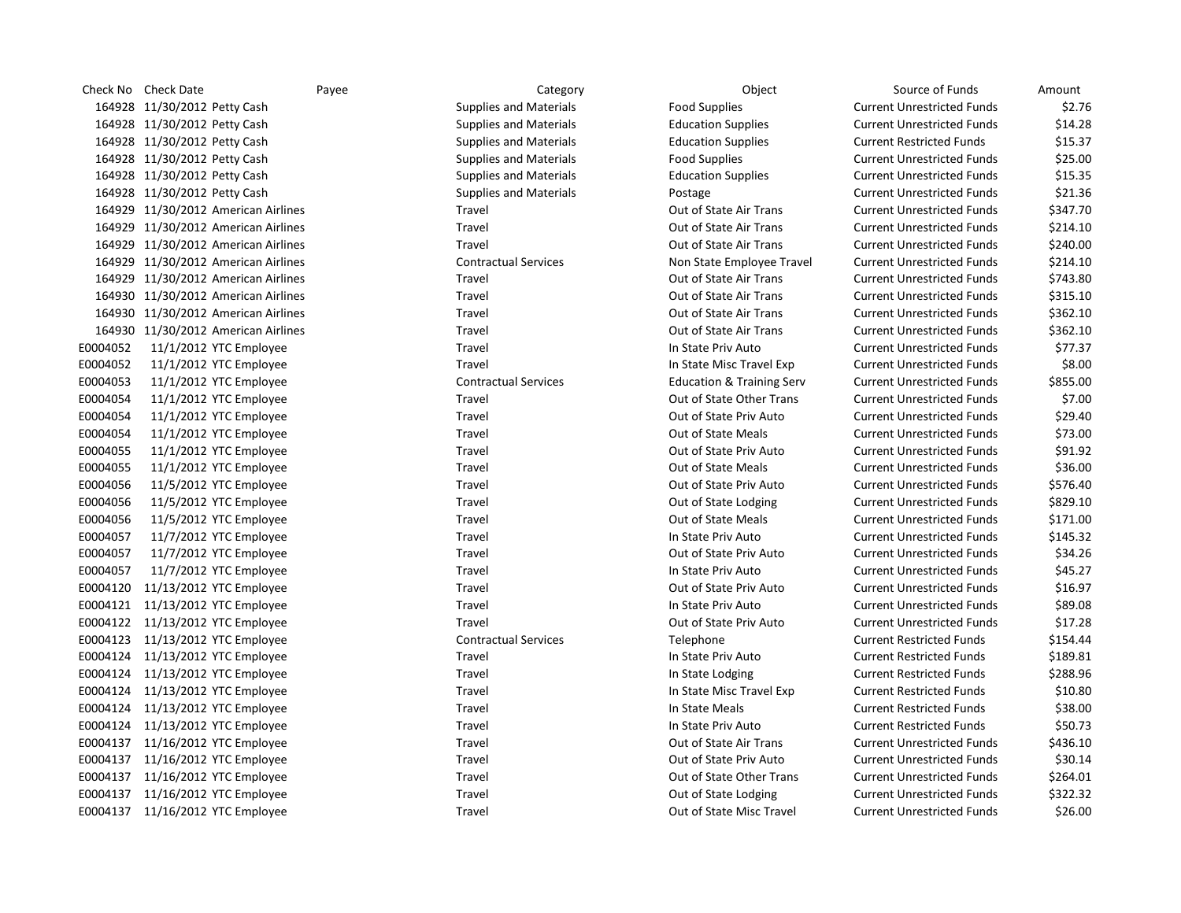| Check No | Check Date | Payee | Category | Object | Source of Funds | Amount |
|---|---|---|---|---|---|---|
| 164928 | 11/30/2012 | Petty Cash | Supplies and Materials | Food Supplies | Current Unrestricted Funds | $2.76 |
| 164928 | 11/30/2012 | Petty Cash | Supplies and Materials | Education Supplies | Current Unrestricted Funds | $14.28 |
| 164928 | 11/30/2012 | Petty Cash | Supplies and Materials | Education Supplies | Current Restricted Funds | $15.37 |
| 164928 | 11/30/2012 | Petty Cash | Supplies and Materials | Food Supplies | Current Unrestricted Funds | $25.00 |
| 164928 | 11/30/2012 | Petty Cash | Supplies and Materials | Education Supplies | Current Unrestricted Funds | $15.35 |
| 164928 | 11/30/2012 | Petty Cash | Supplies and Materials | Postage | Current Unrestricted Funds | $21.36 |
| 164929 | 11/30/2012 | American Airlines | Travel | Out of State Air Trans | Current Unrestricted Funds | $347.70 |
| 164929 | 11/30/2012 | American Airlines | Travel | Out of State Air Trans | Current Unrestricted Funds | $214.10 |
| 164929 | 11/30/2012 | American Airlines | Travel | Out of State Air Trans | Current Unrestricted Funds | $240.00 |
| 164929 | 11/30/2012 | American Airlines | Contractual Services | Non State Employee Travel | Current Unrestricted Funds | $214.10 |
| 164929 | 11/30/2012 | American Airlines | Travel | Out of State Air Trans | Current Unrestricted Funds | $743.80 |
| 164930 | 11/30/2012 | American Airlines | Travel | Out of State Air Trans | Current Unrestricted Funds | $315.10 |
| 164930 | 11/30/2012 | American Airlines | Travel | Out of State Air Trans | Current Unrestricted Funds | $362.10 |
| 164930 | 11/30/2012 | American Airlines | Travel | Out of State Air Trans | Current Unrestricted Funds | $362.10 |
| E0004052 | 11/1/2012 | YTC Employee | Travel | In State Priv Auto | Current Unrestricted Funds | $77.37 |
| E0004052 | 11/1/2012 | YTC Employee | Travel | In State Misc Travel Exp | Current Unrestricted Funds | $8.00 |
| E0004053 | 11/1/2012 | YTC Employee | Contractual Services | Education & Training Serv | Current Unrestricted Funds | $855.00 |
| E0004054 | 11/1/2012 | YTC Employee | Travel | Out of State Other Trans | Current Unrestricted Funds | $7.00 |
| E0004054 | 11/1/2012 | YTC Employee | Travel | Out of State Priv Auto | Current Unrestricted Funds | $29.40 |
| E0004054 | 11/1/2012 | YTC Employee | Travel | Out of State Meals | Current Unrestricted Funds | $73.00 |
| E0004055 | 11/1/2012 | YTC Employee | Travel | Out of State Priv Auto | Current Unrestricted Funds | $91.92 |
| E0004055 | 11/1/2012 | YTC Employee | Travel | Out of State Meals | Current Unrestricted Funds | $36.00 |
| E0004056 | 11/5/2012 | YTC Employee | Travel | Out of State Priv Auto | Current Unrestricted Funds | $576.40 |
| E0004056 | 11/5/2012 | YTC Employee | Travel | Out of State Lodging | Current Unrestricted Funds | $829.10 |
| E0004056 | 11/5/2012 | YTC Employee | Travel | Out of State Meals | Current Unrestricted Funds | $171.00 |
| E0004057 | 11/7/2012 | YTC Employee | Travel | In State Priv Auto | Current Unrestricted Funds | $145.32 |
| E0004057 | 11/7/2012 | YTC Employee | Travel | Out of State Priv Auto | Current Unrestricted Funds | $34.26 |
| E0004057 | 11/7/2012 | YTC Employee | Travel | In State Priv Auto | Current Unrestricted Funds | $45.27 |
| E0004120 | 11/13/2012 | YTC Employee | Travel | Out of State Priv Auto | Current Unrestricted Funds | $16.97 |
| E0004121 | 11/13/2012 | YTC Employee | Travel | In State Priv Auto | Current Unrestricted Funds | $89.08 |
| E0004122 | 11/13/2012 | YTC Employee | Travel | Out of State Priv Auto | Current Unrestricted Funds | $17.28 |
| E0004123 | 11/13/2012 | YTC Employee | Contractual Services | Telephone | Current Restricted Funds | $154.44 |
| E0004124 | 11/13/2012 | YTC Employee | Travel | In State Priv Auto | Current Restricted Funds | $189.81 |
| E0004124 | 11/13/2012 | YTC Employee | Travel | In State Lodging | Current Restricted Funds | $288.96 |
| E0004124 | 11/13/2012 | YTC Employee | Travel | In State Misc Travel Exp | Current Restricted Funds | $10.80 |
| E0004124 | 11/13/2012 | YTC Employee | Travel | In State Meals | Current Restricted Funds | $38.00 |
| E0004124 | 11/13/2012 | YTC Employee | Travel | In State Priv Auto | Current Restricted Funds | $50.73 |
| E0004137 | 11/16/2012 | YTC Employee | Travel | Out of State Air Trans | Current Unrestricted Funds | $436.10 |
| E0004137 | 11/16/2012 | YTC Employee | Travel | Out of State Priv Auto | Current Unrestricted Funds | $30.14 |
| E0004137 | 11/16/2012 | YTC Employee | Travel | Out of State Other Trans | Current Unrestricted Funds | $264.01 |
| E0004137 | 11/16/2012 | YTC Employee | Travel | Out of State Lodging | Current Unrestricted Funds | $322.32 |
| E0004137 | 11/16/2012 | YTC Employee | Travel | Out of State Misc Travel | Current Unrestricted Funds | $26.00 |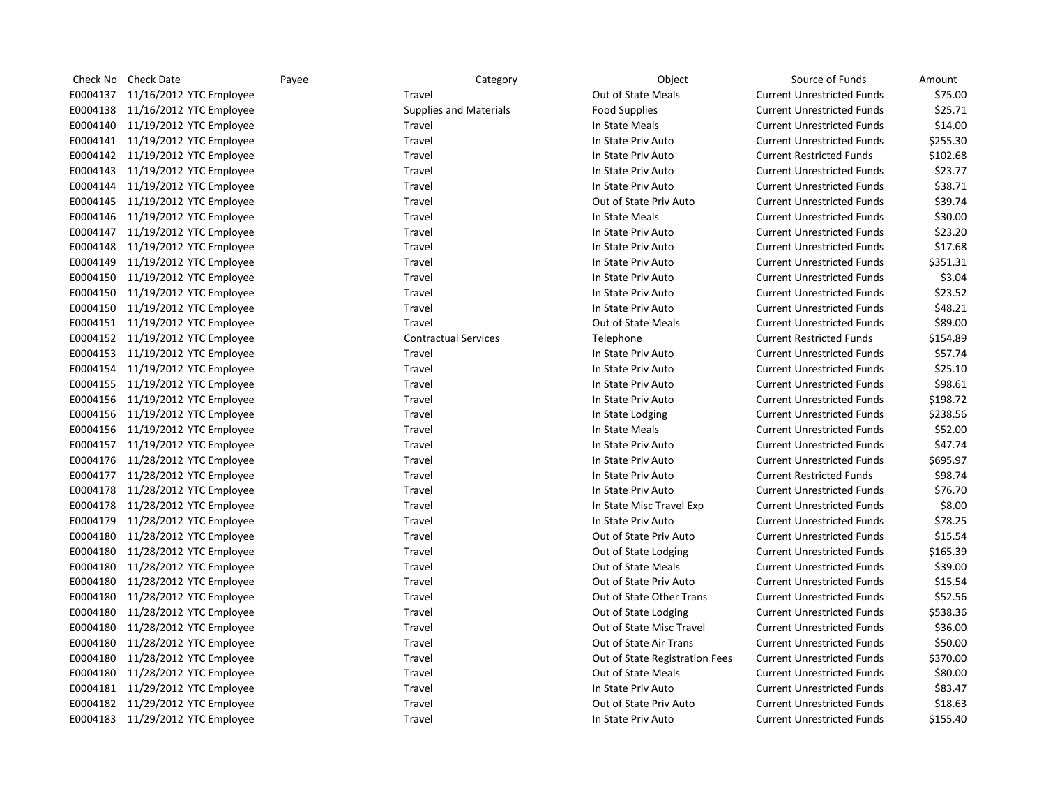| Check No | Check Date | Payee | Category | Object | Source of Funds | Amount |
|---|---|---|---|---|---|---|
| E0004137 | 11/16/2012 | YTC Employee | Travel | Out of State Meals | Current Unrestricted Funds | $75.00 |
| E0004138 | 11/16/2012 | YTC Employee | Supplies and Materials | Food Supplies | Current Unrestricted Funds | $25.71 |
| E0004140 | 11/19/2012 | YTC Employee | Travel | In State Meals | Current Unrestricted Funds | $14.00 |
| E0004141 | 11/19/2012 | YTC Employee | Travel | In State Priv Auto | Current Unrestricted Funds | $255.30 |
| E0004142 | 11/19/2012 | YTC Employee | Travel | In State Priv Auto | Current Restricted Funds | $102.68 |
| E0004143 | 11/19/2012 | YTC Employee | Travel | In State Priv Auto | Current Unrestricted Funds | $23.77 |
| E0004144 | 11/19/2012 | YTC Employee | Travel | In State Priv Auto | Current Unrestricted Funds | $38.71 |
| E0004145 | 11/19/2012 | YTC Employee | Travel | Out of State Priv Auto | Current Unrestricted Funds | $39.74 |
| E0004146 | 11/19/2012 | YTC Employee | Travel | In State Meals | Current Unrestricted Funds | $30.00 |
| E0004147 | 11/19/2012 | YTC Employee | Travel | In State Priv Auto | Current Unrestricted Funds | $23.20 |
| E0004148 | 11/19/2012 | YTC Employee | Travel | In State Priv Auto | Current Unrestricted Funds | $17.68 |
| E0004149 | 11/19/2012 | YTC Employee | Travel | In State Priv Auto | Current Unrestricted Funds | $351.31 |
| E0004150 | 11/19/2012 | YTC Employee | Travel | In State Priv Auto | Current Unrestricted Funds | $3.04 |
| E0004150 | 11/19/2012 | YTC Employee | Travel | In State Priv Auto | Current Unrestricted Funds | $23.52 |
| E0004150 | 11/19/2012 | YTC Employee | Travel | In State Priv Auto | Current Unrestricted Funds | $48.21 |
| E0004151 | 11/19/2012 | YTC Employee | Travel | Out of State Meals | Current Unrestricted Funds | $89.00 |
| E0004152 | 11/19/2012 | YTC Employee | Contractual Services | Telephone | Current Restricted Funds | $154.89 |
| E0004153 | 11/19/2012 | YTC Employee | Travel | In State Priv Auto | Current Unrestricted Funds | $57.74 |
| E0004154 | 11/19/2012 | YTC Employee | Travel | In State Priv Auto | Current Unrestricted Funds | $25.10 |
| E0004155 | 11/19/2012 | YTC Employee | Travel | In State Priv Auto | Current Unrestricted Funds | $98.61 |
| E0004156 | 11/19/2012 | YTC Employee | Travel | In State Priv Auto | Current Unrestricted Funds | $198.72 |
| E0004156 | 11/19/2012 | YTC Employee | Travel | In State Lodging | Current Unrestricted Funds | $238.56 |
| E0004156 | 11/19/2012 | YTC Employee | Travel | In State Meals | Current Unrestricted Funds | $52.00 |
| E0004157 | 11/19/2012 | YTC Employee | Travel | In State Priv Auto | Current Unrestricted Funds | $47.74 |
| E0004176 | 11/28/2012 | YTC Employee | Travel | In State Priv Auto | Current Unrestricted Funds | $695.97 |
| E0004177 | 11/28/2012 | YTC Employee | Travel | In State Priv Auto | Current Restricted Funds | $98.74 |
| E0004178 | 11/28/2012 | YTC Employee | Travel | In State Priv Auto | Current Unrestricted Funds | $76.70 |
| E0004178 | 11/28/2012 | YTC Employee | Travel | In State Misc Travel Exp | Current Unrestricted Funds | $8.00 |
| E0004179 | 11/28/2012 | YTC Employee | Travel | In State Priv Auto | Current Unrestricted Funds | $78.25 |
| E0004180 | 11/28/2012 | YTC Employee | Travel | Out of State Priv Auto | Current Unrestricted Funds | $15.54 |
| E0004180 | 11/28/2012 | YTC Employee | Travel | Out of State Lodging | Current Unrestricted Funds | $165.39 |
| E0004180 | 11/28/2012 | YTC Employee | Travel | Out of State Meals | Current Unrestricted Funds | $39.00 |
| E0004180 | 11/28/2012 | YTC Employee | Travel | Out of State Priv Auto | Current Unrestricted Funds | $15.54 |
| E0004180 | 11/28/2012 | YTC Employee | Travel | Out of State Other Trans | Current Unrestricted Funds | $52.56 |
| E0004180 | 11/28/2012 | YTC Employee | Travel | Out of State Lodging | Current Unrestricted Funds | $538.36 |
| E0004180 | 11/28/2012 | YTC Employee | Travel | Out of State Misc Travel | Current Unrestricted Funds | $36.00 |
| E0004180 | 11/28/2012 | YTC Employee | Travel | Out of State Air Trans | Current Unrestricted Funds | $50.00 |
| E0004180 | 11/28/2012 | YTC Employee | Travel | Out of State Registration Fees | Current Unrestricted Funds | $370.00 |
| E0004180 | 11/28/2012 | YTC Employee | Travel | Out of State Meals | Current Unrestricted Funds | $80.00 |
| E0004181 | 11/29/2012 | YTC Employee | Travel | In State Priv Auto | Current Unrestricted Funds | $83.47 |
| E0004182 | 11/29/2012 | YTC Employee | Travel | Out of State Priv Auto | Current Unrestricted Funds | $18.63 |
| E0004183 | 11/29/2012 | YTC Employee | Travel | In State Priv Auto | Current Unrestricted Funds | $155.40 |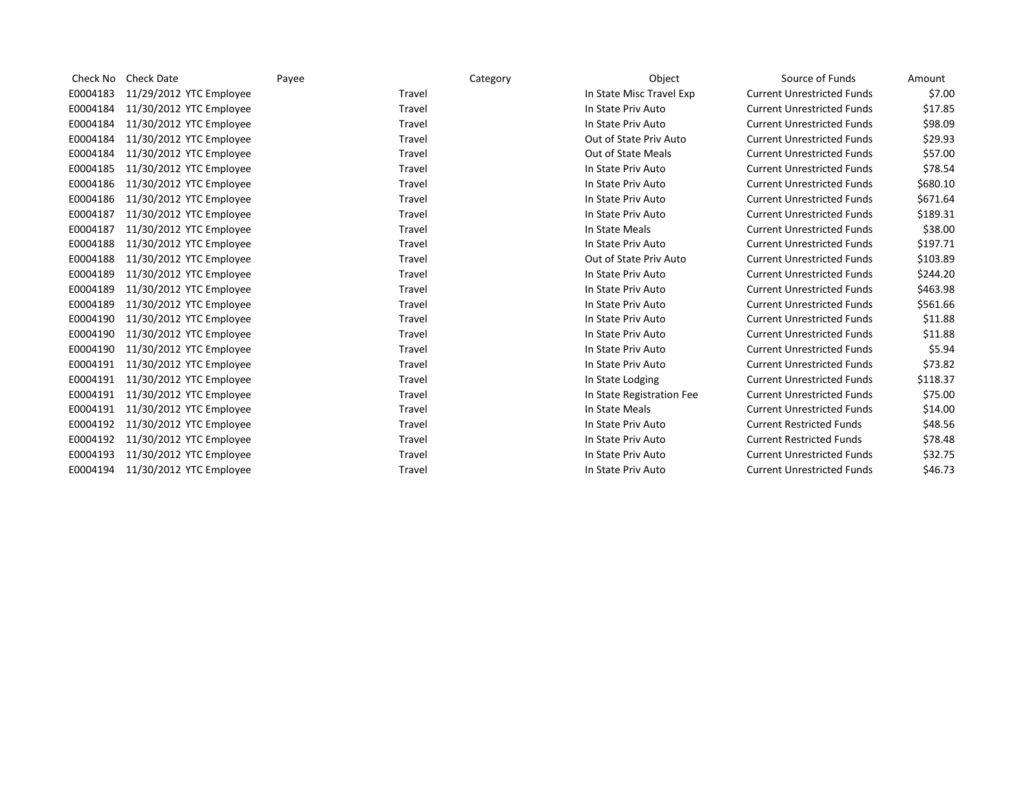| Check No | Check Date | Payee | Category | Object | Source of Funds | Amount |
|---|---|---|---|---|---|---|
| E0004183 | 11/29/2012 | YTC Employee | Travel | In State Misc Travel Exp | Current Unrestricted Funds | $7.00 |
| E0004184 | 11/30/2012 | YTC Employee | Travel | In State Priv Auto | Current Unrestricted Funds | $17.85 |
| E0004184 | 11/30/2012 | YTC Employee | Travel | In State Priv Auto | Current Unrestricted Funds | $98.09 |
| E0004184 | 11/30/2012 | YTC Employee | Travel | Out of State Priv Auto | Current Unrestricted Funds | $29.93 |
| E0004184 | 11/30/2012 | YTC Employee | Travel | Out of State Meals | Current Unrestricted Funds | $57.00 |
| E0004185 | 11/30/2012 | YTC Employee | Travel | In State Priv Auto | Current Unrestricted Funds | $78.54 |
| E0004186 | 11/30/2012 | YTC Employee | Travel | In State Priv Auto | Current Unrestricted Funds | $680.10 |
| E0004186 | 11/30/2012 | YTC Employee | Travel | In State Priv Auto | Current Unrestricted Funds | $671.64 |
| E0004187 | 11/30/2012 | YTC Employee | Travel | In State Priv Auto | Current Unrestricted Funds | $189.31 |
| E0004187 | 11/30/2012 | YTC Employee | Travel | In State Meals | Current Unrestricted Funds | $38.00 |
| E0004188 | 11/30/2012 | YTC Employee | Travel | In State Priv Auto | Current Unrestricted Funds | $197.71 |
| E0004188 | 11/30/2012 | YTC Employee | Travel | Out of State Priv Auto | Current Unrestricted Funds | $103.89 |
| E0004189 | 11/30/2012 | YTC Employee | Travel | In State Priv Auto | Current Unrestricted Funds | $244.20 |
| E0004189 | 11/30/2012 | YTC Employee | Travel | In State Priv Auto | Current Unrestricted Funds | $463.98 |
| E0004189 | 11/30/2012 | YTC Employee | Travel | In State Priv Auto | Current Unrestricted Funds | $561.66 |
| E0004190 | 11/30/2012 | YTC Employee | Travel | In State Priv Auto | Current Unrestricted Funds | $11.88 |
| E0004190 | 11/30/2012 | YTC Employee | Travel | In State Priv Auto | Current Unrestricted Funds | $11.88 |
| E0004190 | 11/30/2012 | YTC Employee | Travel | In State Priv Auto | Current Unrestricted Funds | $5.94 |
| E0004191 | 11/30/2012 | YTC Employee | Travel | In State Priv Auto | Current Unrestricted Funds | $73.82 |
| E0004191 | 11/30/2012 | YTC Employee | Travel | In State Lodging | Current Unrestricted Funds | $118.37 |
| E0004191 | 11/30/2012 | YTC Employee | Travel | In State Registration Fee | Current Unrestricted Funds | $75.00 |
| E0004191 | 11/30/2012 | YTC Employee | Travel | In State Meals | Current Unrestricted Funds | $14.00 |
| E0004192 | 11/30/2012 | YTC Employee | Travel | In State Priv Auto | Current Restricted Funds | $48.56 |
| E0004192 | 11/30/2012 | YTC Employee | Travel | In State Priv Auto | Current Restricted Funds | $78.48 |
| E0004193 | 11/30/2012 | YTC Employee | Travel | In State Priv Auto | Current Unrestricted Funds | $32.75 |
| E0004194 | 11/30/2012 | YTC Employee | Travel | In State Priv Auto | Current Unrestricted Funds | $46.73 |